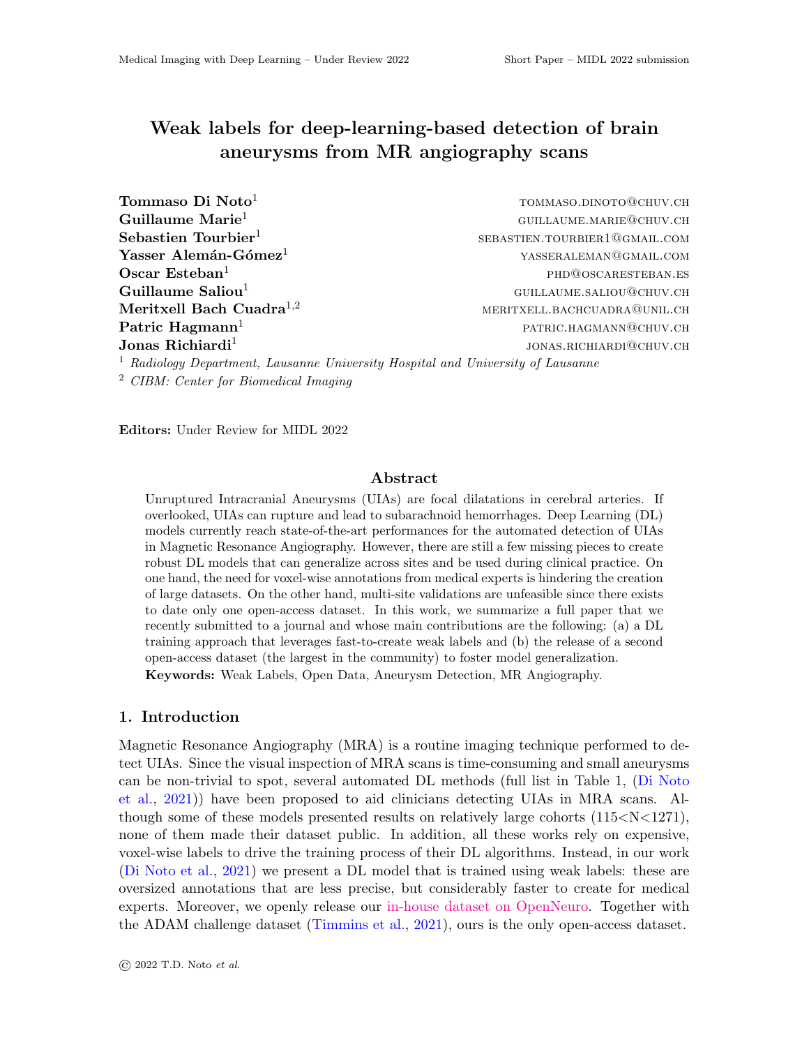# Weak labels for deep-learning-based detection of brain aneurysms from MR angiography scans

**Tommaso Di Noto**[1] TOMMASO.DINOTO@CHUV.CH
**Guillaume Marie**[1] GUILLAUME.MARIE@CHUV.CH
**Sebastien Tourbier**[1] SEBASTIEN.TOURBIER1@GMAIL.COM
**Yasser Alemán-Gómez**[1] YASSERALEMAN@GMAIL.COM
**Oscar Esteban**[1] PHD@OSCARESTEBAN.ES
**Guillaume Saliou**[1] GUILLAUME.SALIOU@CHUV.CH
**Meritxell Bach Cuadra**[1,2] MERITXELL.BACHCUADRA@UNIL.CH
**Patric Hagmann**[1] PATRIC.HAGMANN@CHUV.CH
**Jonas Richiardi**[1] JONAS.RICHIARDI@CHUV.CH

[1] *Radiology Department, Lausanne University Hospital and University of Lausanne*
[2] *CIBM: Center for Biomedical Imaging*

**Editors:** Under Review for MIDL 2022

## Abstract

Unruptured Intracranial Aneurysms (UIAs) are focal dilatations in cerebral arteries. If overlooked, UIAs can rupture and lead to subarachnoid hemorrhages. Deep Learning (DL) models currently reach state-of-the-art performances for the automated detection of UIAs in Magnetic Resonance Angiography. However, there are still a few missing pieces to create robust DL models that can generalize across sites and be used during clinical practice. On one hand, the need for voxel-wise annotations from medical experts is hindering the creation of large datasets. On the other hand, multi-site validations are unfeasible since there exists to date only one open-access dataset. In this work, we summarize a full paper that we recently submitted to a journal and whose main contributions are the following: (a) a DL training approach that leverages fast-to-create weak labels and (b) the release of a second open-access dataset (the largest in the community) to foster model generalization.

**Keywords:** Weak Labels, Open Data, Aneurysm Detection, MR Angiography.

## 1. Introduction

Magnetic Resonance Angiography (MRA) is a routine imaging technique performed to detect UIAs. Since the visual inspection of MRA scans is time-consuming and small aneurysms can be non-trivial to spot, several automated DL methods (full list in Table 1, (Di Noto et al., 2021)) have been proposed to aid clinicians detecting UIAs in MRA scans. Although some of these models presented results on relatively large cohorts ($115<N<1271$), none of them made their dataset public. In addition, all these works rely on expensive, voxel-wise labels to drive the training process of their DL algorithms. Instead, in our work (Di Noto et al., 2021) we present a DL model that is trained using weak labels: these are oversized annotations that are less precise, but considerably faster to create for medical experts. Moreover, we openly release our in-house dataset on OpenNeuro. Together with the ADAM challenge dataset (Timmins et al., 2021), ours is the only open-access dataset.

© 2022 T.D. Noto *et al.*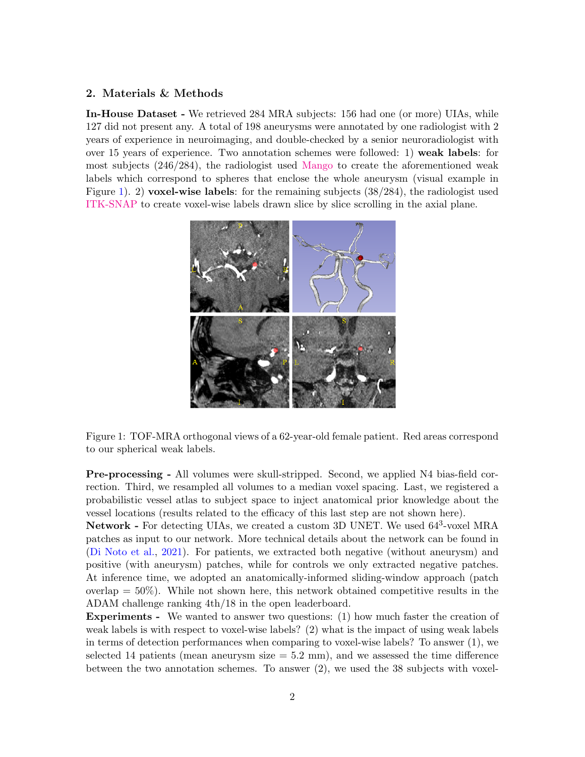## 2. Materials & Methods

**In-House Dataset -** We retrieved 284 MRA subjects: 156 had one (or more) UIAs, while 127 did not present any. A total of 198 aneurysms were annotated by one radiologist with 2 years of experience in neuroimaging, and double-checked by a senior neuroradiologist with over 15 years of experience. Two annotation schemes were followed: 1) **weak labels**: for most subjects (246/284), the radiologist used Mango to create the aforementioned weak labels which correspond to spheres that enclose the whole aneurysm (visual example in Figure 1). 2) **voxel-wise labels**: for the remaining subjects (38/284), the radiologist used ITK-SNAP to create voxel-wise labels drawn slice by slice scrolling in the axial plane.

Figure 1: TOF-MRA orthogonal views of a 62-year-old female patient. Red areas correspond to our spherical weak labels.

**Pre-processing -** All volumes were skull-stripped. Second, we applied N4 bias-field correction. Third, we resampled all volumes to a median voxel spacing. Last, we registered a probabilistic vessel atlas to subject space to inject anatomical prior knowledge about the vessel locations (results related to the efficacy of this last step are not shown here).

**Network -** For detecting UIAs, we created a custom 3D UNET. We used $64^3$-voxel MRA patches as input to our network. More technical details about the network can be found in (Di Noto et al., 2021). For patients, we extracted both negative (without aneurysm) and positive (with aneurysm) patches, while for controls we only extracted negative patches. At inference time, we adopted an anatomically-informed sliding-window approach (patch overlap = 50%). While not shown here, this network obtained competitive results in the ADAM challenge ranking 4th/18 in the open leaderboard.

**Experiments -** We wanted to answer two questions: (1) how much faster the creation of weak labels is with respect to voxel-wise labels? (2) what is the impact of using weak labels in terms of detection performances when comparing to voxel-wise labels? To answer (1), we selected 14 patients (mean aneurysm size = 5.2 mm), and we assessed the time difference between the two annotation schemes. To answer (2), we used the 38 subjects with voxel-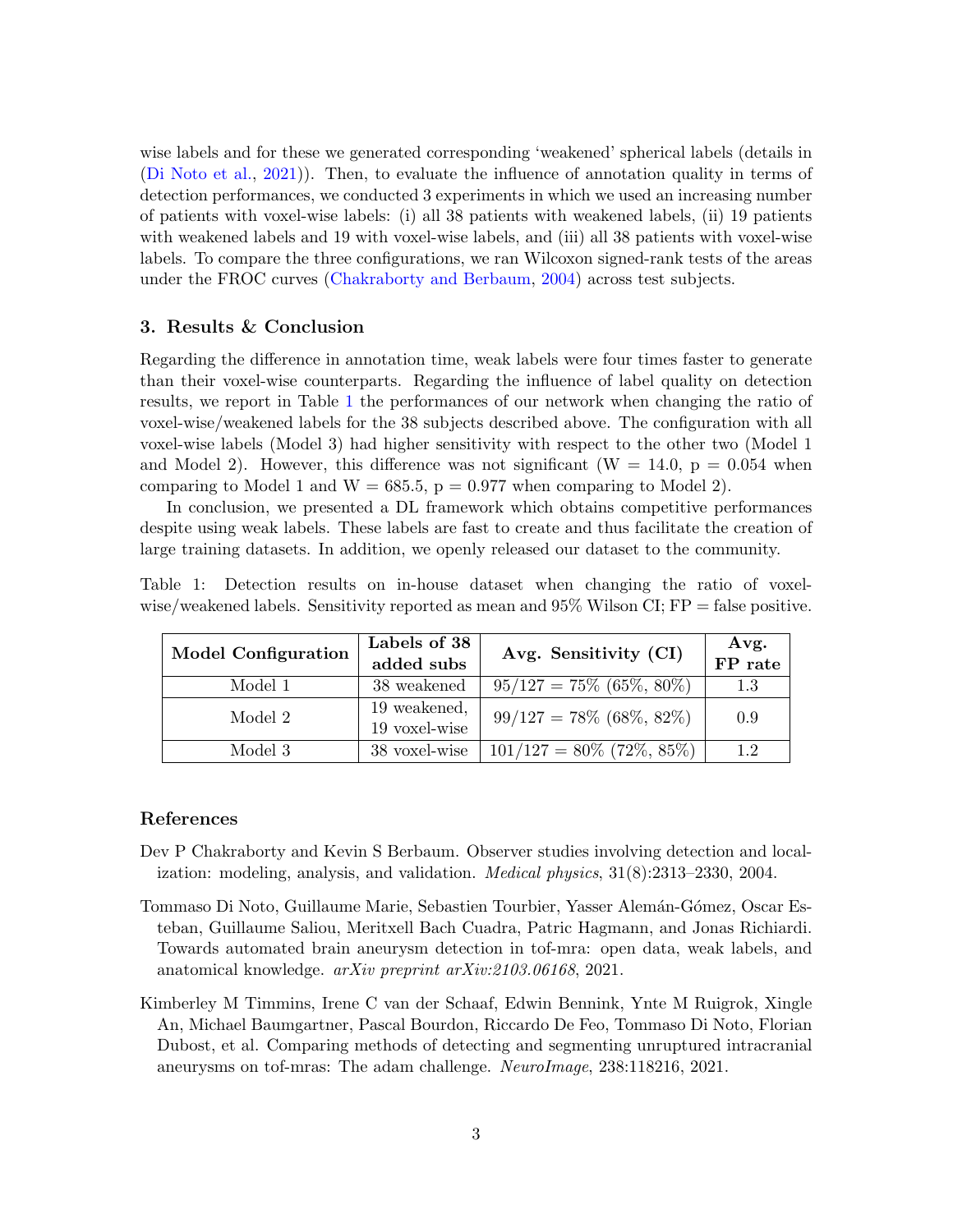wise labels and for these we generated corresponding 'weakened' spherical labels (details in (Di Noto et al., 2021)). Then, to evaluate the influence of annotation quality in terms of detection performances, we conducted 3 experiments in which we used an increasing number of patients with voxel-wise labels: (i) all 38 patients with weakened labels, (ii) 19 patients with weakened labels and 19 with voxel-wise labels, and (iii) all 38 patients with voxel-wise labels. To compare the three configurations, we ran Wilcoxon signed-rank tests of the areas under the FROC curves (Chakraborty and Berbaum, 2004) across test subjects.

## 3. Results & Conclusion

Regarding the difference in annotation time, weak labels were four times faster to generate than their voxel-wise counterparts. Regarding the influence of label quality on detection results, we report in Table 1 the performances of our network when changing the ratio of voxel-wise/weakened labels for the 38 subjects described above. The configuration with all voxel-wise labels (Model 3) had higher sensitivity with respect to the other two (Model 1 and Model 2). However, this difference was not significant (W = 14.0, p = 0.054 when comparing to Model 1 and W = 685.5, p = 0.977 when comparing to Model 2).

In conclusion, we presented a DL framework which obtains competitive performances despite using weak labels. These labels are fast to create and thus facilitate the creation of large training datasets. In addition, we openly released our dataset to the community.

Table 1: Detection results on in-house dataset when changing the ratio of voxel-wise/weakened labels. Sensitivity reported as mean and 95% Wilson CI; FP = false positive.

| **Model Configuration** | **Labels of 38 added subs** | **Avg. Sensitivity (CI)** | **Avg. FP rate** |
|---|---|---|---|
| Model 1 | 38 weakened | 95/127 = 75% (65%, 80%) | 1.3 |
| Model 2 | 19 weakened, 19 voxel-wise | 99/127 = 78% (68%, 82%) | 0.9 |
| Model 3 | 38 voxel-wise | 101/127 = 80% (72%, 85%) | 1.2 |

## References

Dev P Chakraborty and Kevin S Berbaum. Observer studies involving detection and localization: modeling, analysis, and validation. *Medical physics*, 31(8):2313–2330, 2004.

Tommaso Di Noto, Guillaume Marie, Sebastien Tourbier, Yasser Alemán-Gómez, Oscar Esteban, Guillaume Saliou, Meritxell Bach Cuadra, Patric Hagmann, and Jonas Richiardi. Towards automated brain aneurysm detection in tof-mra: open data, weak labels, and anatomical knowledge. *arXiv preprint arXiv:2103.06168*, 2021.

Kimberley M Timmins, Irene C van der Schaaf, Edwin Bennink, Ynte M Ruigrok, Xingle An, Michael Baumgartner, Pascal Bourdon, Riccardo De Feo, Tommaso Di Noto, Florian Dubost, et al. Comparing methods of detecting and segmenting unruptured intracranial aneurysms on tof-mras: The adam challenge. *NeuroImage*, 238:118216, 2021.